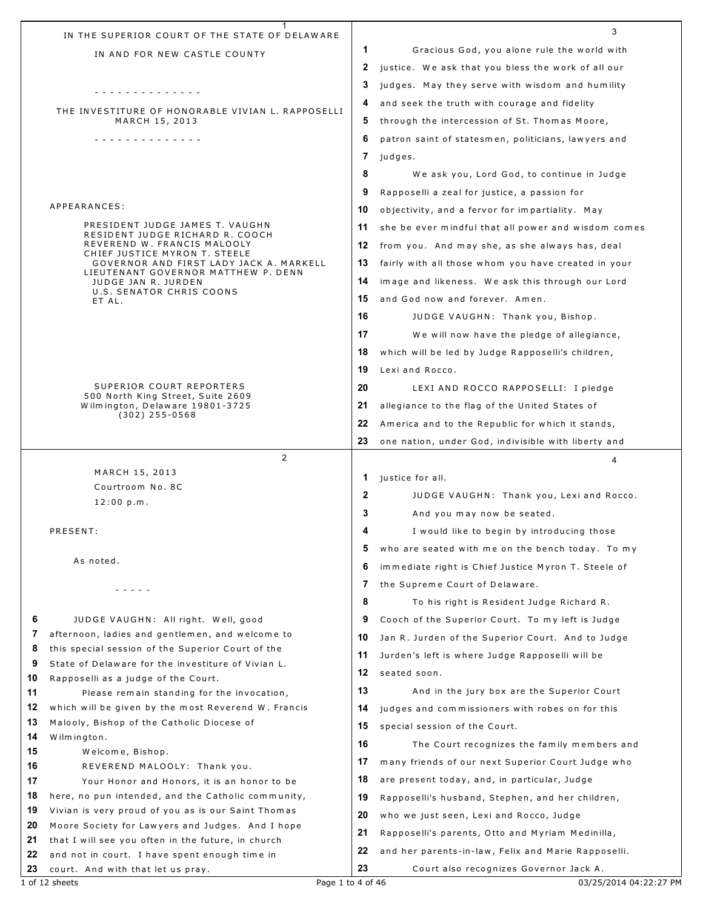IN THE SUPERIOR COURT OF THE STATE OF DELAWARE

IN AND FOR NEW CASTLE COUNTY

- - - - - - - - - - - - - -

THE INVESTITURE OF HONORABLE VIVIAN L. RAPPOSELLI
MARCH 15, 2013

- - - - - - - - - - - - - -

APPEARANCES:

PRESIDENT JUDGE JAMES T. VAUGHN
RESIDENT JUDGE RICHARD R. COOCH
REVEREND W. FRANCIS MALOOLY
CHIEF JUSTICE MYRON T. STEELE
GOVERNOR AND FIRST LADY JACK A. MARKELL
LIEUTENANT GOVERNOR MATTHEW P. DENN
JUDGE JAN R. JURDEN
U.S. SENATOR CHRIS COONS
ET AL.

SUPERIOR COURT REPORTERS
500 North King Street, Suite 2609
Wilmington, Delaware 19801-3725
(302) 255-0568

---

MARCH 15, 2013
Courtroom No. 8C
12:00 p.m.

PRESENT:

As noted.

- - - - -

6 JUDGE VAUGHN: All right. Well, good
7 afternoon, ladies and gentlemen, and welcome to
8 this special session of the Superior Court of the
9 State of Delaware for the investiture of Vivian L.
10 Rapposelli as a judge of the Court.
11 Please remain standing for the invocation,
12 which will be given by the most Reverend W. Francis
13 Malooly, Bishop of the Catholic Diocese of
14 Wilmington.
15 Welcome, Bishop.
16 REVEREND MALOOLY: Thank you.
17 Your Honor and Honors, it is an honor to be
18 here, no pun intended, and the Catholic community,
19 Vivian is very proud of you as is our Saint Thomas
20 Moore Society for Lawyers and Judges. And I hope
21 that I will see you often in the future, in church
22 and not in court. I have spent enough time in
23 court. And with that let us pray.

---

1 Gracious God, you alone rule the world with
2 justice. We ask that you bless the work of all our
3 judges. May they serve with wisdom and humility
4 and seek the truth with courage and fidelity
5 through the intercession of St. Thomas Moore,
6 patron saint of statesmen, politicians, lawyers and
7 judges.
8 We ask you, Lord God, to continue in Judge
9 Rapposelli a zeal for justice, a passion for
10 objectivity, and a fervor for impartiality. May
11 she be ever mindful that all power and wisdom comes
12 from you. And may she, as she always has, deal
13 fairly with all those whom you have created in your
14 image and likeness. We ask this through our Lord
15 and God now and forever. Amen.
16 JUDGE VAUGHN: Thank you, Bishop.
17 We will now have the pledge of allegiance,
18 which will be led by Judge Rapposelli's children,
19 Lexi and Rocco.
20 LEXI AND ROCCO RAPPOSELLI: I pledge
21 allegiance to the flag of the United States of
22 America and to the Republic for which it stands,
23 one nation, under God, indivisible with liberty and

---

1 justice for all.
2 JUDGE VAUGHN: Thank you, Lexi and Rocco.
3 And you may now be seated.
4 I would like to begin by introducing those
5 who are seated with me on the bench today. To my
6 immediate right is Chief Justice Myron T. Steele of
7 the Supreme Court of Delaware.
8 To his right is Resident Judge Richard R.
9 Cooch of the Superior Court. To my left is Judge
10 Jan R. Jurden of the Superior Court. And to Judge
11 Jurden's left is where Judge Rapposelli will be
12 seated soon.
13 And in the jury box are the Superior Court
14 judges and commissioners with robes on for this
15 special session of the Court.
16 The Court recognizes the family members and
17 many friends of our next Superior Court Judge who
18 are present today, and, in particular, Judge
19 Rapposelli's husband, Stephen, and her children,
20 who we just seen, Lexi and Rocco, Judge
21 Rapposelli's parents, Otto and Myriam Medinilla,
22 and her parents-in-law, Felix and Marie Rapposelli.
23 Court also recognizes Governor Jack A.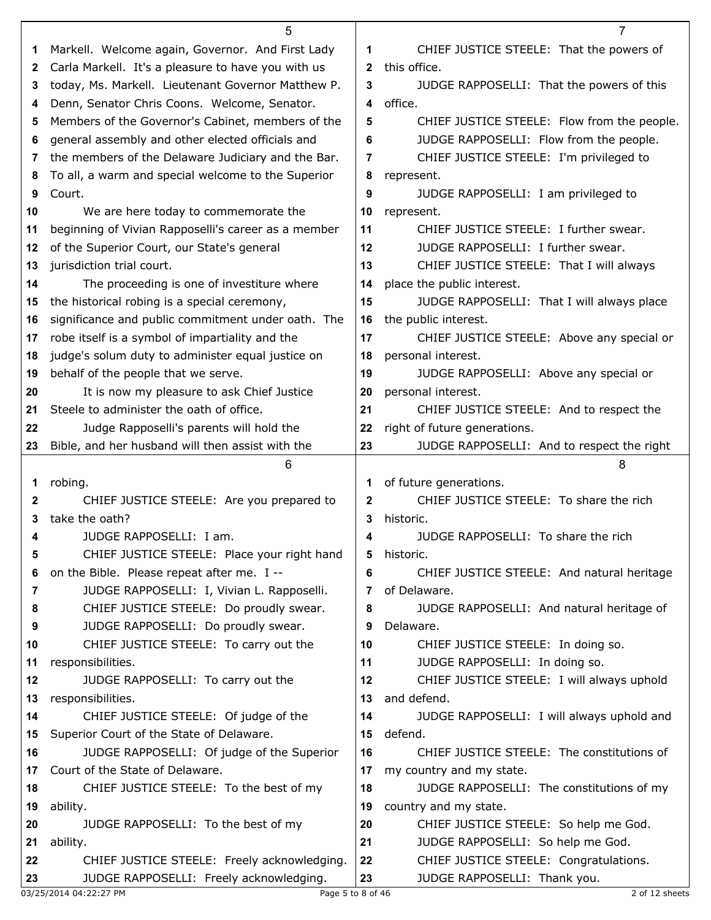Markell. Welcome again, Governor. And First Lady Carla Markell. It's a pleasure to have you with us today, Ms. Markell. Lieutenant Governor Matthew P. Denn, Senator Chris Coons. Welcome, Senator. Members of the Governor's Cabinet, members of the general assembly and other elected officials and the members of the Delaware Judiciary and the Bar. To all, a warm and special welcome to the Superior Court.

We are here today to commemorate the beginning of Vivian Rapposelli's career as a member of the Superior Court, our State's general jurisdiction trial court.

The proceeding is one of investiture where the historical robing is a special ceremony, significance and public commitment under oath. The robe itself is a symbol of impartiality and the judge's solum duty to administer equal justice on behalf of the people that we serve.

It is now my pleasure to ask Chief Justice Steele to administer the oath of office.

Judge Rapposelli's parents will hold the Bible, and her husband will then assist with the robing.

CHIEF JUSTICE STEELE: Are you prepared to take the oath?

JUDGE RAPPOSELLI: I am.

CHIEF JUSTICE STEELE: Place your right hand on the Bible. Please repeat after me. I --

JUDGE RAPPOSELLI: I, Vivian L. Rapposelli.

CHIEF JUSTICE STEELE: Do proudly swear.

JUDGE RAPPOSELLI: Do proudly swear.

CHIEF JUSTICE STEELE: To carry out the responsibilities.

JUDGE RAPPOSELLI: To carry out the responsibilities.

CHIEF JUSTICE STEELE: Of judge of the Superior Court of the State of Delaware.

JUDGE RAPPOSELLI: Of judge of the Superior Court of the State of Delaware.

CHIEF JUSTICE STEELE: To the best of my ability.

JUDGE RAPPOSELLI: To the best of my ability.

CHIEF JUSTICE STEELE: Freely acknowledging.

JUDGE RAPPOSELLI: Freely acknowledging.

CHIEF JUSTICE STEELE: That the powers of this office.

JUDGE RAPPOSELLI: That the powers of this office.

CHIEF JUSTICE STEELE: Flow from the people.

JUDGE RAPPOSELLI: Flow from the people.

CHIEF JUSTICE STEELE: I'm privileged to represent.

JUDGE RAPPOSELLI: I am privileged to represent.

CHIEF JUSTICE STEELE: I further swear.

JUDGE RAPPOSELLI: I further swear.

CHIEF JUSTICE STEELE: That I will always place the public interest.

JUDGE RAPPOSELLI: That I will always place the public interest.

CHIEF JUSTICE STEELE: Above any special or personal interest.

JUDGE RAPPOSELLI: Above any special or personal interest.

CHIEF JUSTICE STEELE: And to respect the right of future generations.

JUDGE RAPPOSELLI: And to respect the right of future generations.

CHIEF JUSTICE STEELE: To share the rich historic.

JUDGE RAPPOSELLI: To share the rich historic.

CHIEF JUSTICE STEELE: And natural heritage of Delaware.

JUDGE RAPPOSELLI: And natural heritage of Delaware.

CHIEF JUSTICE STEELE: In doing so.

JUDGE RAPPOSELLI: In doing so.

CHIEF JUSTICE STEELE: I will always uphold and defend.

JUDGE RAPPOSELLI: I will always uphold and defend.

CHIEF JUSTICE STEELE: The constitutions of my country and my state.

JUDGE RAPPOSELLI: The constitutions of my country and my state.

CHIEF JUSTICE STEELE: So help me God.

JUDGE RAPPOSELLI: So help me God.

CHIEF JUSTICE STEELE: Congratulations.

JUDGE RAPPOSELLI: Thank you.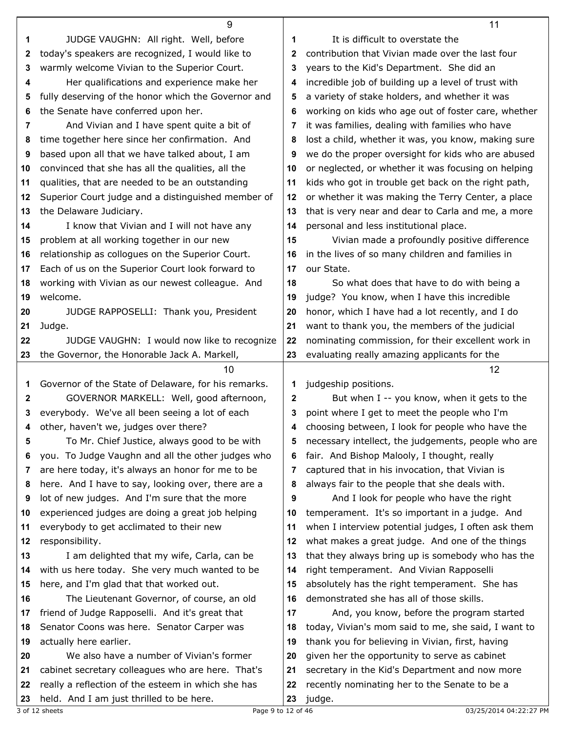JUDGE VAUGHN: All right. Well, before today's speakers are recognized, I would like to warmly welcome Vivian to the Superior Court.

Her qualifications and experience make her fully deserving of the honor which the Governor and the Senate have conferred upon her.

And Vivian and I have spent quite a bit of time together here since her confirmation. And based upon all that we have talked about, I am convinced that she has all the qualities, all the qualities, that are needed to be an outstanding Superior Court judge and a distinguished member of the Delaware Judiciary.

I know that Vivian and I will not have any problem at all working together in our new relationship as collogues on the Superior Court. Each of us on the Superior Court look forward to working with Vivian as our newest colleague. And welcome.

JUDGE RAPPOSELLI: Thank you, President Judge.

JUDGE VAUGHN: I would now like to recognize the Governor, the Honorable Jack A. Markell, Governor of the State of Delaware, for his remarks.

GOVERNOR MARKELL: Well, good afternoon, everybody. We've all been seeing a lot of each other, haven't we, judges over there?

To Mr. Chief Justice, always good to be with you. To Judge Vaughn and all the other judges who are here today, it's always an honor for me to be here. And I have to say, looking over, there are a lot of new judges. And I'm sure that the more experienced judges are doing a great job helping everybody to get acclimated to their new responsibility.

I am delighted that my wife, Carla, can be with us here today. She very much wanted to be here, and I'm glad that that worked out.

The Lieutenant Governor, of course, an old friend of Judge Rapposelli. And it's great that Senator Coons was here. Senator Carper was actually here earlier.

We also have a number of Vivian's former cabinet secretary colleagues who are here. That's really a reflection of the esteem in which she has held. And I am just thrilled to be here.

It is difficult to overstate the contribution that Vivian made over the last four years to the Kid's Department. She did an incredible job of building up a level of trust with a variety of stake holders, and whether it was working on kids who age out of foster care, whether it was families, dealing with families who have lost a child, whether it was, you know, making sure we do the proper oversight for kids who are abused or neglected, or whether it was focusing on helping kids who got in trouble get back on the right path, or whether it was making the Terry Center, a place that is very near and dear to Carla and me, a more personal and less institutional place.

Vivian made a profoundly positive difference in the lives of so many children and families in our State.

So what does that have to do with being a judge? You know, when I have this incredible honor, which I have had a lot recently, and I do want to thank you, the members of the judicial nominating commission, for their excellent work in evaluating really amazing applicants for the judgeship positions.

But when I -- you know, when it gets to the point where I get to meet the people who I'm choosing between, I look for people who have the necessary intellect, the judgements, people who are fair. And Bishop Malooly, I thought, really captured that in his invocation, that Vivian is always fair to the people that she deals with.

And I look for people who have the right temperament. It's so important in a judge. And when I interview potential judges, I often ask them what makes a great judge. And one of the things that they always bring up is somebody who has the right temperament. And Vivian Rapposelli absolutely has the right temperament. She has demonstrated she has all of those skills.

And, you know, before the program started today, Vivian's mom said to me, she said, I want to thank you for believing in Vivian, first, having given her the opportunity to serve as cabinet secretary in the Kid's Department and now more recently nominating her to the Senate to be a judge.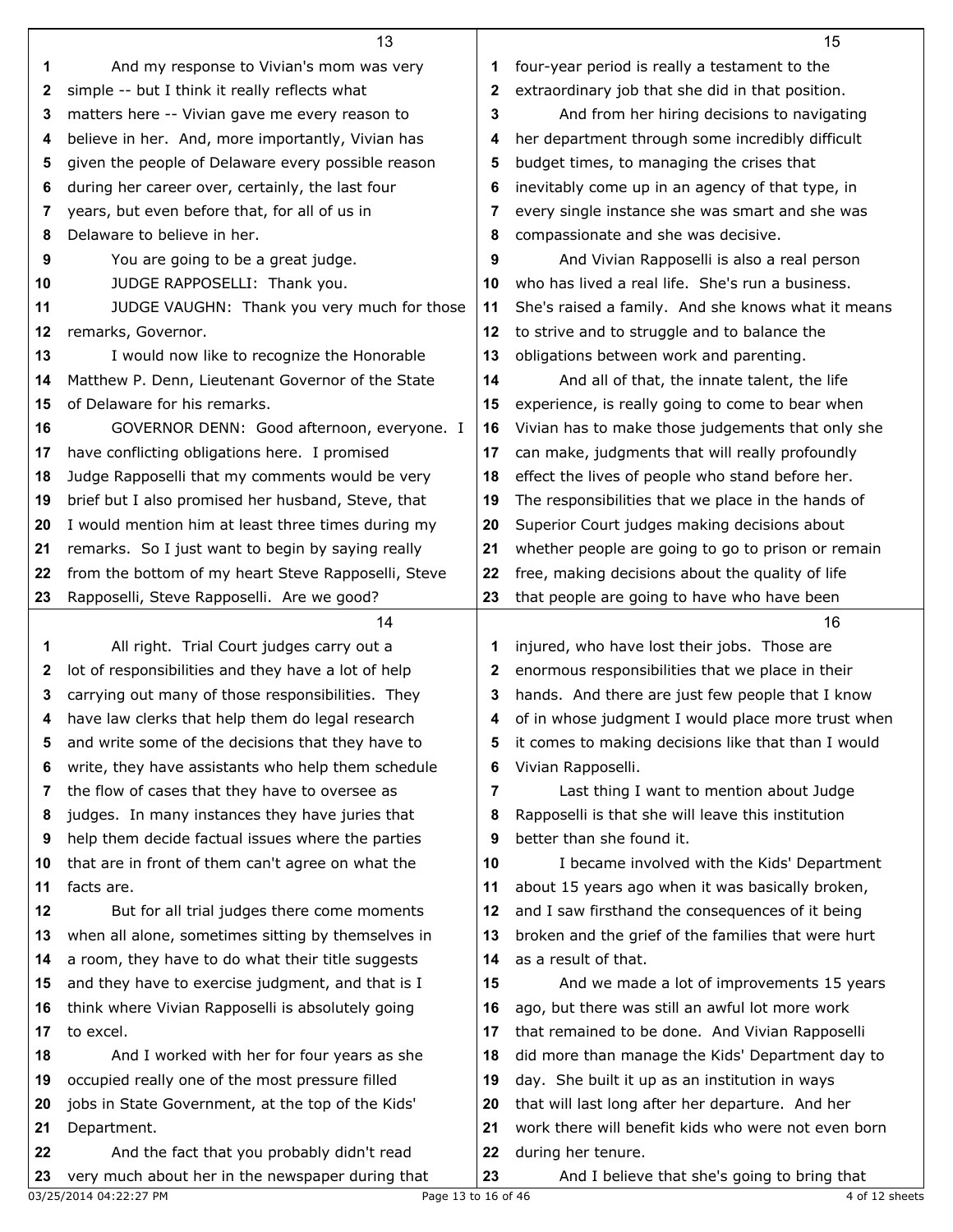And my response to Vivian's mom was very simple -- but I think it really reflects what matters here -- Vivian gave me every reason to believe in her. And, more importantly, Vivian has given the people of Delaware every possible reason during her career over, certainly, the last four years, but even before that, for all of us in Delaware to believe in her.

You are going to be a great judge.

JUDGE RAPPOSELLI: Thank you.

JUDGE VAUGHN: Thank you very much for those remarks, Governor.

I would now like to recognize the Honorable Matthew P. Denn, Lieutenant Governor of the State of Delaware for his remarks.

GOVERNOR DENN: Good afternoon, everyone. I have conflicting obligations here. I promised Judge Rapposelli that my comments would be very brief but I also promised her husband, Steve, that I would mention him at least three times during my remarks. So I just want to begin by saying really from the bottom of my heart Steve Rapposelli, Steve Rapposelli, Steve Rapposelli. Are we good?

All right. Trial Court judges carry out a lot of responsibilities and they have a lot of help carrying out many of those responsibilities. They have law clerks that help them do legal research and write some of the decisions that they have to write, they have assistants who help them schedule the flow of cases that they have to oversee as judges. In many instances they have juries that help them decide factual issues where the parties that are in front of them can't agree on what the facts are.

But for all trial judges there come moments when all alone, sometimes sitting by themselves in a room, they have to do what their title suggests and they have to exercise judgment, and that is I think where Vivian Rapposelli is absolutely going to excel.

And I worked with her for four years as she occupied really one of the most pressure filled jobs in State Government, at the top of the Kids' Department.

And the fact that you probably didn't read very much about her in the newspaper during that four-year period is really a testament to the extraordinary job that she did in that position.

And from her hiring decisions to navigating her department through some incredibly difficult budget times, to managing the crises that inevitably come up in an agency of that type, in every single instance she was smart and she was compassionate and she was decisive.

And Vivian Rapposelli is also a real person who has lived a real life. She's run a business. She's raised a family. And she knows what it means to strive and to struggle and to balance the obligations between work and parenting.

And all of that, the innate talent, the life experience, is really going to come to bear when Vivian has to make those judgements that only she can make, judgments that will really profoundly effect the lives of people who stand before her. The responsibilities that we place in the hands of Superior Court judges making decisions about whether people are going to go to prison or remain free, making decisions about the quality of life that people are going to have who have been injured, who have lost their jobs. Those are enormous responsibilities that we place in their hands. And there are just few people that I know of in whose judgment I would place more trust when it comes to making decisions like that than I would Vivian Rapposelli.

Last thing I want to mention about Judge Rapposelli is that she will leave this institution better than she found it.

I became involved with the Kids' Department about 15 years ago when it was basically broken, and I saw firsthand the consequences of it being broken and the grief of the families that were hurt as a result of that.

And we made a lot of improvements 15 years ago, but there was still an awful lot more work that remained to be done. And Vivian Rapposelli did more than manage the Kids' Department day to day. She built it up as an institution in ways that will last long after her departure. And her work there will benefit kids who were not even born during her tenure.

And I believe that she's going to bring that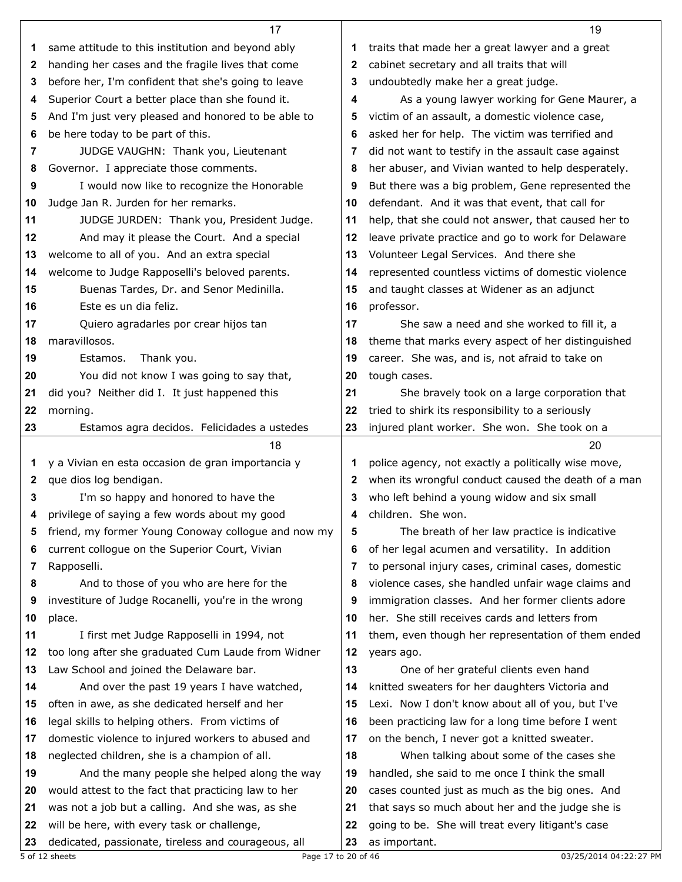same attitude to this institution and beyond ably handing her cases and the fragile lives that come before her, I'm confident that she's going to leave Superior Court a better place than she found it. And I'm just very pleased and honored to be able to be here today to be part of this.

JUDGE VAUGHN: Thank you, Lieutenant Governor. I appreciate those comments.

I would now like to recognize the Honorable Judge Jan R. Jurden for her remarks.

JUDGE JURDEN: Thank you, President Judge.

And may it please the Court. And a special welcome to all of you. And an extra special welcome to Judge Rapposelli's beloved parents.

Buenas Tardes, Dr. and Senor Medinilla.

Este es un dia feliz.

Quiero agradarles por crear hijos tan maravillosos.

Estamos. Thank you.

You did not know I was going to say that, did you? Neither did I. It just happened this morning.

Estamos agra decidos. Felicidades a ustedes y a Vivian en esta occasion de gran importancia y que dios log bendigan.

I'm so happy and honored to have the privilege of saying a few words about my good friend, my former Young Conoway collogue and now my current collogue on the Superior Court, Vivian Rapposelli.

And to those of you who are here for the investiture of Judge Rocanelli, you're in the wrong place.

I first met Judge Rapposelli in 1994, not too long after she graduated Cum Laude from Widner Law School and joined the Delaware bar.

And over the past 19 years I have watched, often in awe, as she dedicated herself and her legal skills to helping others. From victims of domestic violence to injured workers to abused and neglected children, she is a champion of all.

And the many people she helped along the way would attest to the fact that practicing law to her was not a job but a calling. And she was, as she will be here, with every task or challenge, dedicated, passionate, tireless and courageous, all traits that made her a great lawyer and a great cabinet secretary and all traits that will undoubtedly make her a great judge.

As a young lawyer working for Gene Maurer, a victim of an assault, a domestic violence case, asked her for help. The victim was terrified and did not want to testify in the assault case against her abuser, and Vivian wanted to help desperately. But there was a big problem, Gene represented the defendant. And it was that event, that call for help, that she could not answer, that caused her to leave private practice and go to work for Delaware Volunteer Legal Services. And there she represented countless victims of domestic violence and taught classes at Widener as an adjunct professor.

She saw a need and she worked to fill it, a theme that marks every aspect of her distinguished career. She was, and is, not afraid to take on tough cases.

She bravely took on a large corporation that tried to shirk its responsibility to a seriously injured plant worker. She won. She took on a police agency, not exactly a politically wise move, when its wrongful conduct caused the death of a man who left behind a young widow and six small children. She won.

The breath of her law practice is indicative of her legal acumen and versatility. In addition to personal injury cases, criminal cases, domestic violence cases, she handled unfair wage claims and immigration classes. And her former clients adore her. She still receives cards and letters from them, even though her representation of them ended years ago.

One of her grateful clients even hand knitted sweaters for her daughters Victoria and Lexi. Now I don't know about all of you, but I've been practicing law for a long time before I went on the bench, I never got a knitted sweater.

When talking about some of the cases she handled, she said to me once I think the small cases counted just as much as the big ones. And that says so much about her and the judge she is going to be. She will treat every litigant's case as important.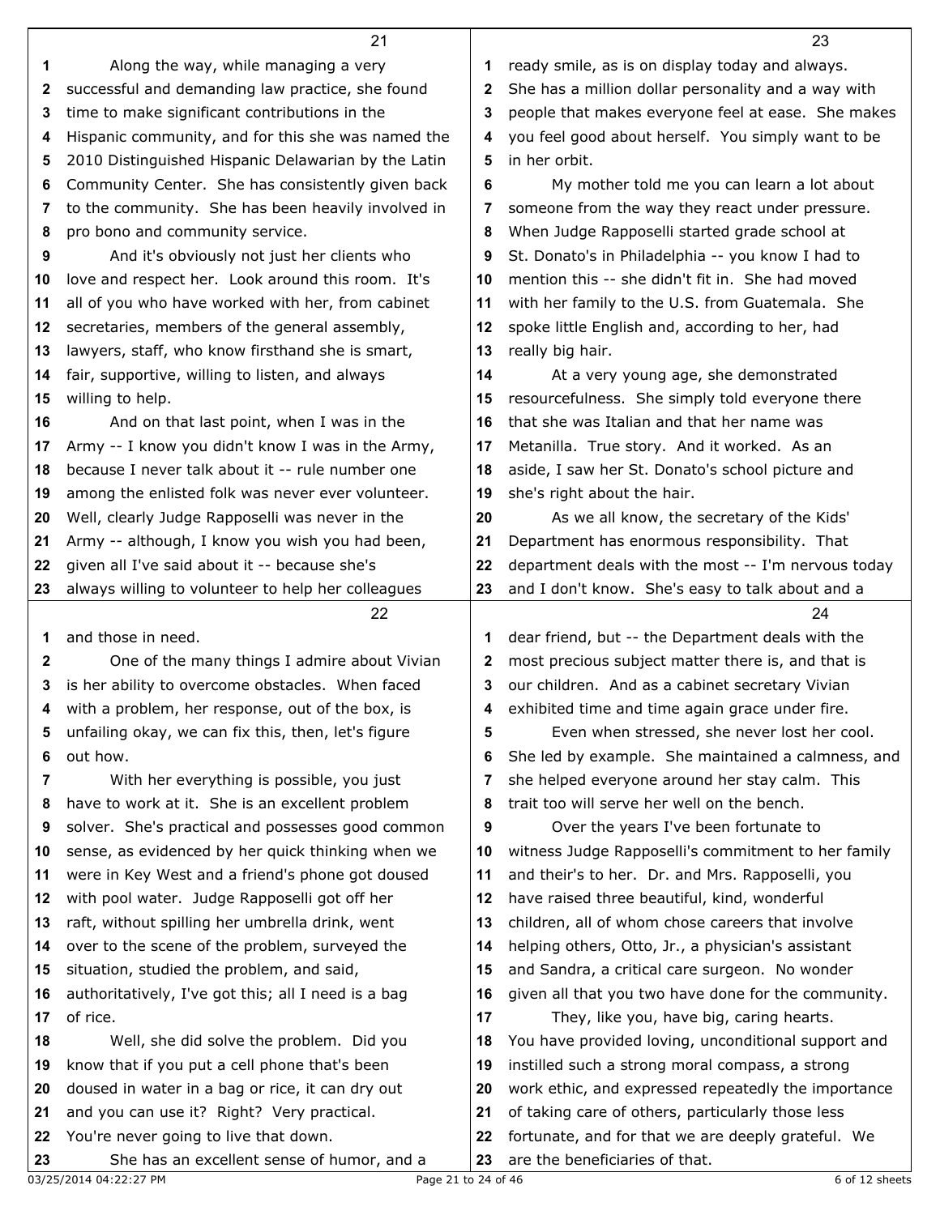Along the way, while managing a very successful and demanding law practice, she found time to make significant contributions in the Hispanic community, and for this she was named the 2010 Distinguished Hispanic Delawarian by the Latin Community Center. She has consistently given back to the community. She has been heavily involved in pro bono and community service.

And it's obviously not just her clients who love and respect her. Look around this room. It's all of you who have worked with her, from cabinet secretaries, members of the general assembly, lawyers, staff, who know firsthand she is smart, fair, supportive, willing to listen, and always willing to help.

And on that last point, when I was in the Army -- I know you didn't know I was in the Army, because I never talk about it -- rule number one among the enlisted folk was never ever volunteer. Well, clearly Judge Rapposelli was never in the Army -- although, I know you wish you had been, given all I've said about it -- because she's always willing to volunteer to help her colleagues and those in need.

One of the many things I admire about Vivian is her ability to overcome obstacles. When faced with a problem, her response, out of the box, is unfailing okay, we can fix this, then, let's figure out how.

With her everything is possible, you just have to work at it. She is an excellent problem solver. She's practical and possesses good common sense, as evidenced by her quick thinking when we were in Key West and a friend's phone got doused with pool water. Judge Rapposelli got off her raft, without spilling her umbrella drink, went over to the scene of the problem, surveyed the situation, studied the problem, and said, authoritatively, I've got this; all I need is a bag of rice.

Well, she did solve the problem. Did you know that if you put a cell phone that's been doused in water in a bag or rice, it can dry out and you can use it? Right? Very practical. You're never going to live that down.

She has an excellent sense of humor, and a ready smile, as is on display today and always. She has a million dollar personality and a way with people that makes everyone feel at ease. She makes you feel good about herself. You simply want to be in her orbit.

My mother told me you can learn a lot about someone from the way they react under pressure. When Judge Rapposelli started grade school at St. Donato's in Philadelphia -- you know I had to mention this -- she didn't fit in. She had moved with her family to the U.S. from Guatemala. She spoke little English and, according to her, had really big hair.

At a very young age, she demonstrated resourcefulness. She simply told everyone there that she was Italian and that her name was Metanilla. True story. And it worked. As an aside, I saw her St. Donato's school picture and she's right about the hair.

As we all know, the secretary of the Kids' Department has enormous responsibility. That department deals with the most -- I'm nervous today and I don't know. She's easy to talk about and a dear friend, but -- the Department deals with the most precious subject matter there is, and that is our children. And as a cabinet secretary Vivian exhibited time and time again grace under fire.

Even when stressed, she never lost her cool. She led by example. She maintained a calmness, and she helped everyone around her stay calm. This trait too will serve her well on the bench.

Over the years I've been fortunate to witness Judge Rapposelli's commitment to her family and their's to her. Dr. and Mrs. Rapposelli, you have raised three beautiful, kind, wonderful children, all of whom chose careers that involve helping others, Otto, Jr., a physician's assistant and Sandra, a critical care surgeon. No wonder given all that you two have done for the community.

They, like you, have big, caring hearts. You have provided loving, unconditional support and instilled such a strong moral compass, a strong work ethic, and expressed repeatedly the importance of taking care of others, particularly those less fortunate, and for that we are deeply grateful. We are the beneficiaries of that.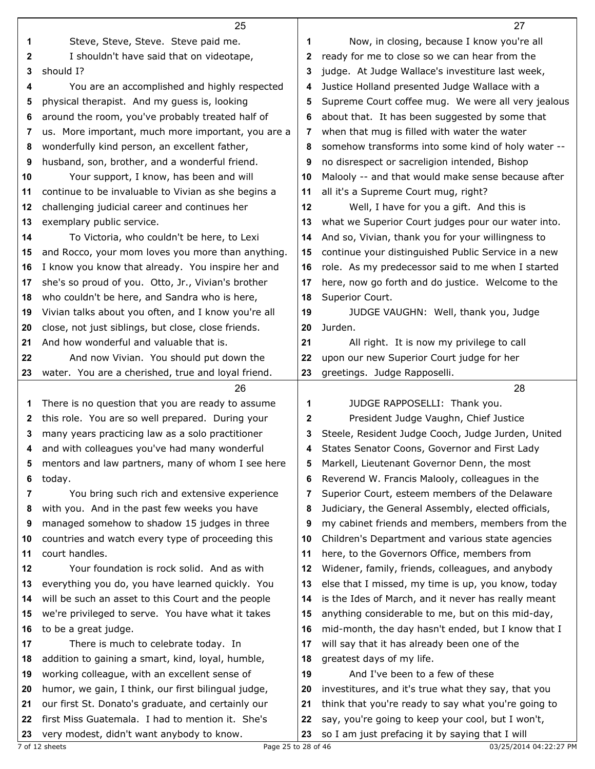Steve, Steve, Steve. Steve paid me.

I shouldn't have said that on videotape, should I?

You are an accomplished and highly respected physical therapist. And my guess is, looking around the room, you've probably treated half of us. More important, much more important, you are a wonderfully kind person, an excellent father, husband, son, brother, and a wonderful friend.

Your support, I know, has been and will continue to be invaluable to Vivian as she begins a challenging judicial career and continues her exemplary public service.

To Victoria, who couldn't be here, to Lexi and Rocco, your mom loves you more than anything. I know you know that already. You inspire her and she's so proud of you. Otto, Jr., Vivian's brother who couldn't be here, and Sandra who is here, Vivian talks about you often, and I know you're all close, not just siblings, but close, close friends. And how wonderful and valuable that is.

And now Vivian. You should put down the water. You are a cherished, true and loyal friend. There is no question that you are ready to assume this role. You are so well prepared. During your many years practicing law as a solo practitioner and with colleagues you've had many wonderful mentors and law partners, many of whom I see here today.

You bring such rich and extensive experience with you. And in the past few weeks you have managed somehow to shadow 15 judges in three countries and watch every type of proceeding this court handles.

Your foundation is rock solid. And as with everything you do, you have learned quickly. You will be such an asset to this Court and the people we're privileged to serve. You have what it takes to be a great judge.

There is much to celebrate today. In addition to gaining a smart, kind, loyal, humble, working colleague, with an excellent sense of humor, we gain, I think, our first bilingual judge, our first St. Donato's graduate, and certainly our first Miss Guatemala. I had to mention it. She's very modest, didn't want anybody to know.

Now, in closing, because I know you're all ready for me to close so we can hear from the judge. At Judge Wallace's investiture last week, Justice Holland presented Judge Wallace with a Supreme Court coffee mug. We were all very jealous about that. It has been suggested by some that when that mug is filled with water the water somehow transforms into some kind of holy water -- no disrespect or sacreligion intended, Bishop Malooly -- and that would make sense because after all it's a Supreme Court mug, right?

Well, I have for you a gift. And this is what we Superior Court judges pour our water into. And so, Vivian, thank you for your willingness to continue your distinguished Public Service in a new role. As my predecessor said to me when I started here, now go forth and do justice. Welcome to the Superior Court.

JUDGE VAUGHN: Well, thank you, Judge Jurden.

All right. It is now my privilege to call upon our new Superior Court judge for her greetings. Judge Rapposelli.

JUDGE RAPPOSELLI: Thank you.

President Judge Vaughn, Chief Justice Steele, Resident Judge Cooch, Judge Jurden, United States Senator Coons, Governor and First Lady Markell, Lieutenant Governor Denn, the most Reverend W. Francis Malooly, colleagues in the Superior Court, esteem members of the Delaware Judiciary, the General Assembly, elected officials, my cabinet friends and members, members from the Children's Department and various state agencies here, to the Governors Office, members from Widener, family, friends, colleagues, and anybody else that I missed, my time is up, you know, today is the Ides of March, and it never has really meant anything considerable to me, but on this mid-day, mid-month, the day hasn't ended, but I know that I will say that it has already been one of the greatest days of my life.

And I've been to a few of these investitures, and it's true what they say, that you think that you're ready to say what you're going to say, you're going to keep your cool, but I won't, so I am just prefacing it by saying that I will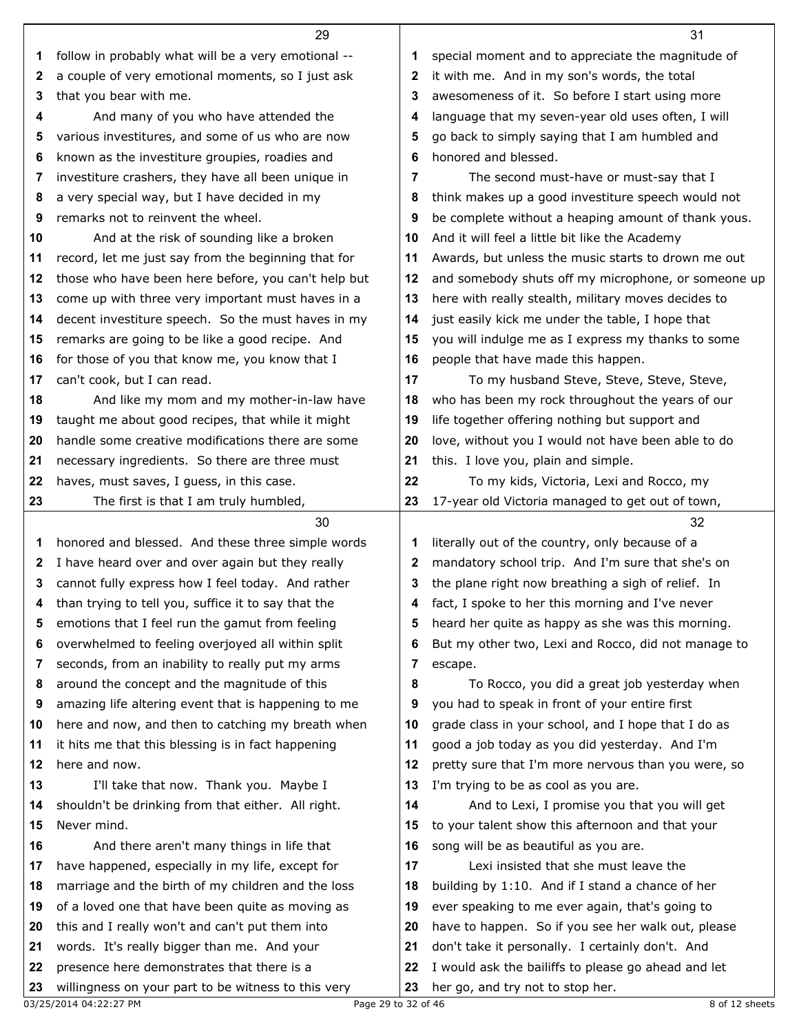follow in probably what will be a very emotional -- a couple of very emotional moments, so I just ask that you bear with me.

And many of you who have attended the various investitures, and some of us who are now known as the investiture groupies, roadies and investiture crashers, they have all been unique in a very special way, but I have decided in my remarks not to reinvent the wheel.

And at the risk of sounding like a broken record, let me just say from the beginning that for those who have been here before, you can't help but come up with three very important must haves in a decent investiture speech. So the must haves in my remarks are going to be like a good recipe. And for those of you that know me, you know that I can't cook, but I can read.

And like my mom and my mother-in-law have taught me about good recipes, that while it might handle some creative modifications there are some necessary ingredients. So there are three must haves, must saves, I guess, in this case.

The first is that I am truly humbled, honored and blessed. And these three simple words I have heard over and over again but they really cannot fully express how I feel today. And rather than trying to tell you, suffice it to say that the emotions that I feel run the gamut from feeling overwhelmed to feeling overjoyed all within split seconds, from an inability to really put my arms around the concept and the magnitude of this amazing life altering event that is happening to me here and now, and then to catching my breath when it hits me that this blessing is in fact happening here and now.

I'll take that now. Thank you. Maybe I shouldn't be drinking from that either. All right. Never mind.

And there aren't many things in life that have happened, especially in my life, except for marriage and the birth of my children and the loss of a loved one that have been quite as moving as this and I really won't and can't put them into words. It's really bigger than me. And your presence here demonstrates that there is a willingness on your part to be witness to this very special moment and to appreciate the magnitude of it with me. And in my son's words, the total awesomeness of it. So before I start using more language that my seven-year old uses often, I will go back to simply saying that I am humbled and honored and blessed.

The second must-have or must-say that I think makes up a good investiture speech would not be complete without a heaping amount of thank yous. And it will feel a little bit like the Academy Awards, but unless the music starts to drown me out and somebody shuts off my microphone, or someone up here with really stealth, military moves decides to just easily kick me under the table, I hope that you will indulge me as I express my thanks to some people that have made this happen.

To my husband Steve, Steve, Steve, Steve, who has been my rock throughout the years of our life together offering nothing but support and love, without you I would not have been able to do this. I love you, plain and simple.

To my kids, Victoria, Lexi and Rocco, my 17-year old Victoria managed to get out of town, literally out of the country, only because of a mandatory school trip. And I'm sure that she's on the plane right now breathing a sigh of relief. In fact, I spoke to her this morning and I've never heard her quite as happy as she was this morning. But my other two, Lexi and Rocco, did not manage to escape.

To Rocco, you did a great job yesterday when you had to speak in front of your entire first grade class in your school, and I hope that I do as good a job today as you did yesterday. And I'm pretty sure that I'm more nervous than you were, so I'm trying to be as cool as you are.

And to Lexi, I promise you that you will get to your talent show this afternoon and that your song will be as beautiful as you are.

Lexi insisted that she must leave the building by 1:10. And if I stand a chance of her ever speaking to me ever again, that's going to have to happen. So if you see her walk out, please don't take it personally. I certainly don't. And I would ask the bailiffs to please go ahead and let her go, and try not to stop her.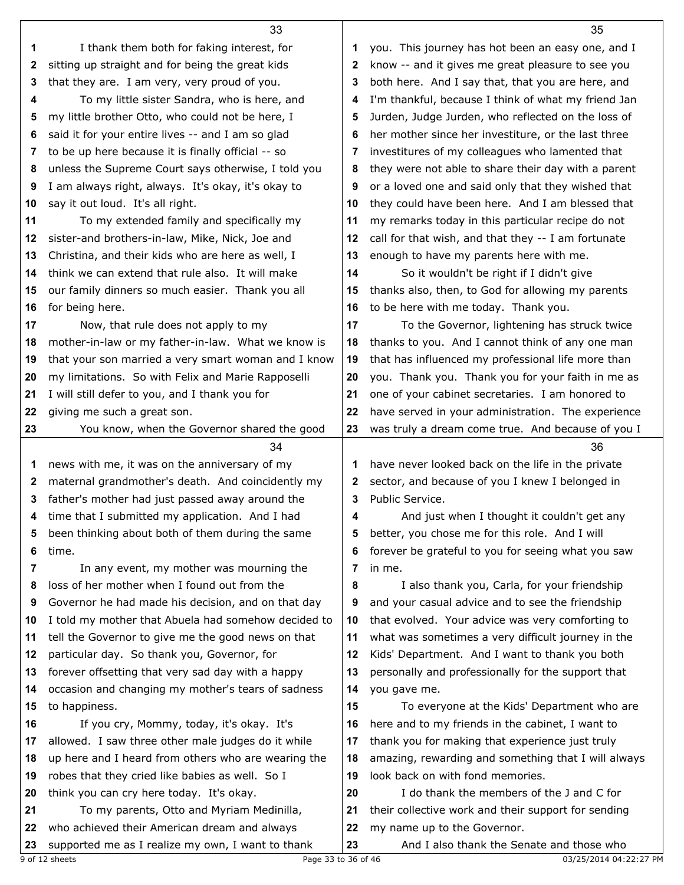I thank them both for faking interest, for sitting up straight and for being the great kids that they are. I am very, very proud of you.

To my little sister Sandra, who is here, and my little brother Otto, who could not be here, I said it for your entire lives -- and I am so glad to be up here because it is finally official -- so unless the Supreme Court says otherwise, I told you I am always right, always. It's okay, it's okay to say it out loud. It's all right.

To my extended family and specifically my sister-and brothers-in-law, Mike, Nick, Joe and Christina, and their kids who are here as well, I think we can extend that rule also. It will make our family dinners so much easier. Thank you all for being here.

Now, that rule does not apply to my mother-in-law or my father-in-law. What we know is that your son married a very smart woman and I know my limitations. So with Felix and Marie Rapposelli I will still defer to you, and I thank you for giving me such a great son.

You know, when the Governor shared the good news with me, it was on the anniversary of my maternal grandmother's death. And coincidently my father's mother had just passed away around the time that I submitted my application. And I had been thinking about both of them during the same time.

In any event, my mother was mourning the loss of her mother when I found out from the Governor he had made his decision, and on that day I told my mother that Abuela had somehow decided to tell the Governor to give me the good news on that particular day. So thank you, Governor, for forever offsetting that very sad day with a happy occasion and changing my mother's tears of sadness to happiness.

If you cry, Mommy, today, it's okay. It's allowed. I saw three other male judges do it while up here and I heard from others who are wearing the robes that they cried like babies as well. So I think you can cry here today. It's okay.

To my parents, Otto and Myriam Medinilla, who achieved their American dream and always supported me as I realize my own, I want to thank you. This journey has hot been an easy one, and I know -- and it gives me great pleasure to see you both here. And I say that, that you are here, and I'm thankful, because I think of what my friend Jan Jurden, Judge Jurden, who reflected on the loss of her mother since her investiture, or the last three investitures of my colleagues who lamented that they were not able to share their day with a parent or a loved one and said only that they wished that they could have been here. And I am blessed that my remarks today in this particular recipe do not call for that wish, and that they -- I am fortunate enough to have my parents here with me.

So it wouldn't be right if I didn't give thanks also, then, to God for allowing my parents to be here with me today. Thank you.

To the Governor, lightening has struck twice thanks to you. And I cannot think of any one man that has influenced my professional life more than you. Thank you. Thank you for your faith in me as one of your cabinet secretaries. I am honored to have served in your administration. The experience was truly a dream come true. And because of you I have never looked back on the life in the private sector, and because of you I knew I belonged in Public Service.

And just when I thought it couldn't get any better, you chose me for this role. And I will forever be grateful to you for seeing what you saw in me.

I also thank you, Carla, for your friendship and your casual advice and to see the friendship that evolved. Your advice was very comforting to what was sometimes a very difficult journey in the Kids' Department. And I want to thank you both personally and professionally for the support that you gave me.

To everyone at the Kids' Department who are here and to my friends in the cabinet, I want to thank you for making that experience just truly amazing, rewarding and something that I will always look back on with fond memories.

I do thank the members of the J and C for their collective work and their support for sending my name up to the Governor.

And I also thank the Senate and those who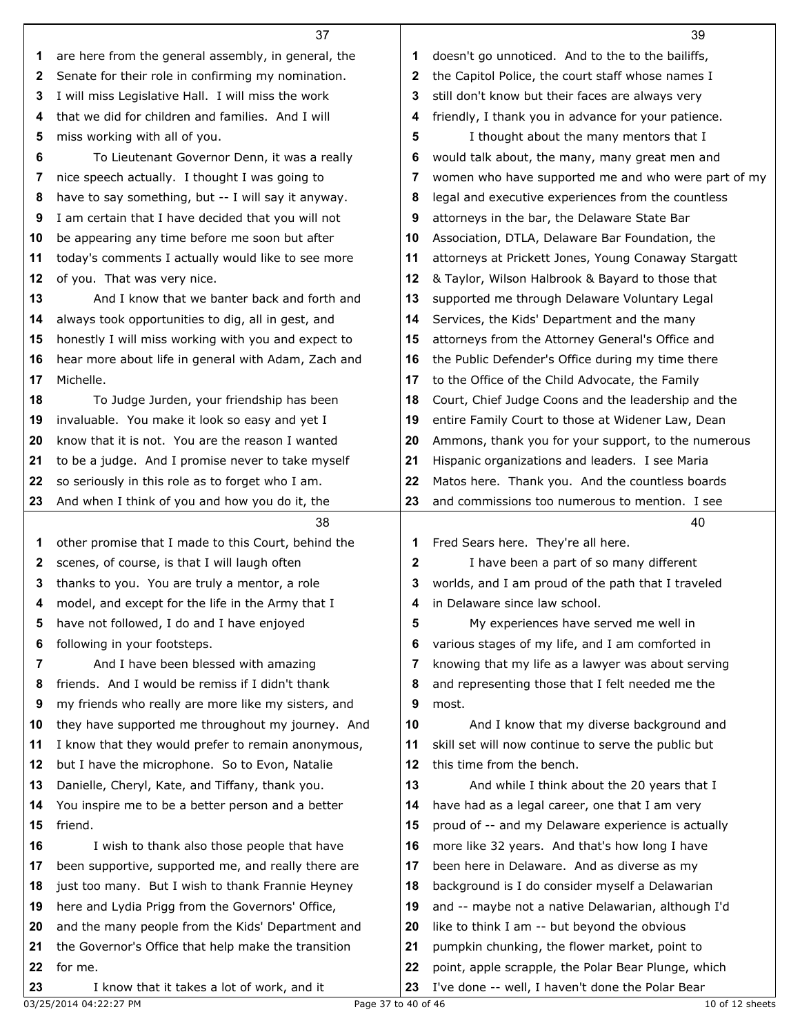are here from the general assembly, in general, the Senate for their role in confirming my nomination. I will miss Legislative Hall. I will miss the work that we did for children and families. And I will miss working with all of you.

To Lieutenant Governor Denn, it was a really nice speech actually. I thought I was going to have to say something, but -- I will say it anyway. I am certain that I have decided that you will not be appearing any time before me soon but after today's comments I actually would like to see more of you. That was very nice.

And I know that we banter back and forth and always took opportunities to dig, all in gest, and honestly I will miss working with you and expect to hear more about life in general with Adam, Zach and Michelle.

To Judge Jurden, your friendship has been invaluable. You make it look so easy and yet I know that it is not. You are the reason I wanted to be a judge. And I promise never to take myself so seriously in this role as to forget who I am. And when I think of you and how you do it, the other promise that I made to this Court, behind the scenes, of course, is that I will laugh often thanks to you. You are truly a mentor, a role model, and except for the life in the Army that I have not followed, I do and I have enjoyed following in your footsteps.

And I have been blessed with amazing friends. And I would be remiss if I didn't thank my friends who really are more like my sisters, and they have supported me throughout my journey. And I know that they would prefer to remain anonymous, but I have the microphone. So to Evon, Natalie Danielle, Cheryl, Kate, and Tiffany, thank you. You inspire me to be a better person and a better friend.

I wish to thank also those people that have been supportive, supported me, and really there are just too many. But I wish to thank Frannie Heyney here and Lydia Prigg from the Governors' Office, and the many people from the Kids' Department and the Governor's Office that help make the transition for me.

I know that it takes a lot of work, and it doesn't go unnoticed. And to the to the bailiffs, the Capitol Police, the court staff whose names I still don't know but their faces are always very friendly, I thank you in advance for your patience.

I thought about the many mentors that I would talk about, the many, many great men and women who have supported me and who were part of my legal and executive experiences from the countless attorneys in the bar, the Delaware State Bar Association, DTLA, Delaware Bar Foundation, the attorneys at Prickett Jones, Young Conaway Stargatt & Taylor, Wilson Halbrook & Bayard to those that supported me through Delaware Voluntary Legal Services, the Kids' Department and the many attorneys from the Attorney General's Office and the Public Defender's Office during my time there to the Office of the Child Advocate, the Family Court, Chief Judge Coons and the leadership and the entire Family Court to those at Widener Law, Dean Ammons, thank you for your support, to the numerous Hispanic organizations and leaders. I see Maria Matos here. Thank you. And the countless boards and commissions too numerous to mention. I see Fred Sears here. They're all here.

I have been a part of so many different worlds, and I am proud of the path that I traveled in Delaware since law school.

My experiences have served me well in various stages of my life, and I am comforted in knowing that my life as a lawyer was about serving and representing those that I felt needed me the most.

And I know that my diverse background and skill set will now continue to serve the public but this time from the bench.

And while I think about the 20 years that I have had as a legal career, one that I am very proud of -- and my Delaware experience is actually more like 32 years. And that's how long I have been here in Delaware. And as diverse as my background is I do consider myself a Delawarian and -- maybe not a native Delawarian, although I'd like to think I am -- but beyond the obvious pumpkin chunking, the flower market, point to point, apple scrapple, the Polar Bear Plunge, which I've done -- well, I haven't done the Polar Bear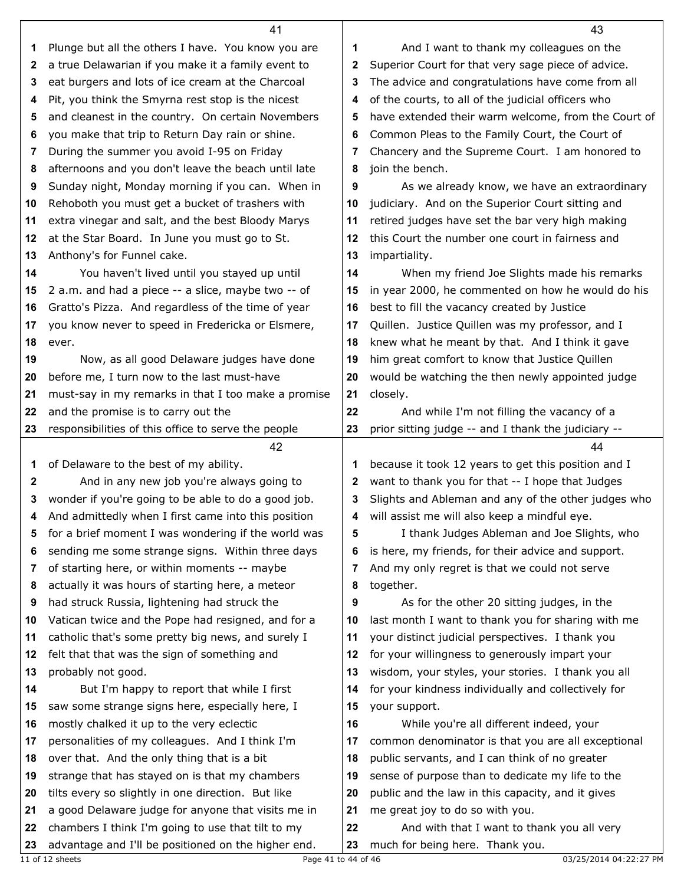Plunge but all the others I have. You know you are a true Delawarian if you make it a family event to eat burgers and lots of ice cream at the Charcoal Pit, you think the Smyrna rest stop is the nicest and cleanest in the country. On certain Novembers you make that trip to Return Day rain or shine. During the summer you avoid I-95 on Friday afternoons and you don't leave the beach until late Sunday night, Monday morning if you can. When in Rehoboth you must get a bucket of trashers with extra vinegar and salt, and the best Bloody Marys at the Star Board. In June you must go to St. Anthony's for Funnel cake.

You haven't lived until you stayed up until 2 a.m. and had a piece -- a slice, maybe two -- of Gratto's Pizza. And regardless of the time of year you know never to speed in Fredericka or Elsmere, ever.

Now, as all good Delaware judges have done before me, I turn now to the last must-have must-say in my remarks in that I too make a promise and the promise is to carry out the responsibilities of this office to serve the people of Delaware to the best of my ability.

And in any new job you're always going to wonder if you're going to be able to do a good job. And admittedly when I first came into this position for a brief moment I was wondering if the world was sending me some strange signs. Within three days of starting here, or within moments -- maybe actually it was hours of starting here, a meteor had struck Russia, lightening had struck the Vatican twice and the Pope had resigned, and for a catholic that's some pretty big news, and surely I felt that that was the sign of something and probably not good.

But I'm happy to report that while I first saw some strange signs here, especially here, I mostly chalked it up to the very eclectic personalities of my colleagues. And I think I'm over that. And the only thing that is a bit strange that has stayed on is that my chambers tilts every so slightly in one direction. But like a good Delaware judge for anyone that visits me in chambers I think I'm going to use that tilt to my advantage and I'll be positioned on the higher end.

And I want to thank my colleagues on the Superior Court for that very sage piece of advice. The advice and congratulations have come from all of the courts, to all of the judicial officers who have extended their warm welcome, from the Court of Common Pleas to the Family Court, the Court of Chancery and the Supreme Court. I am honored to join the bench.

As we already know, we have an extraordinary judiciary. And on the Superior Court sitting and retired judges have set the bar very high making this Court the number one court in fairness and impartiality.

When my friend Joe Slights made his remarks in year 2000, he commented on how he would do his best to fill the vacancy created by Justice Quillen. Justice Quillen was my professor, and I knew what he meant by that. And I think it gave him great comfort to know that Justice Quillen would be watching the then newly appointed judge closely.

And while I'm not filling the vacancy of a prior sitting judge -- and I thank the judiciary -- because it took 12 years to get this position and I want to thank you for that -- I hope that Judges Slights and Ableman and any of the other judges who will assist me will also keep a mindful eye.

I thank Judges Ableman and Joe Slights, who is here, my friends, for their advice and support. And my only regret is that we could not serve together.

As for the other 20 sitting judges, in the last month I want to thank you for sharing with me your distinct judicial perspectives. I thank you for your willingness to generously impart your wisdom, your styles, your stories. I thank you all for your kindness individually and collectively for your support.

While you're all different indeed, your common denominator is that you are all exceptional public servants, and I can think of no greater sense of purpose than to dedicate my life to the public and the law in this capacity, and it gives me great joy to do so with you.

And with that I want to thank you all very much for being here. Thank you.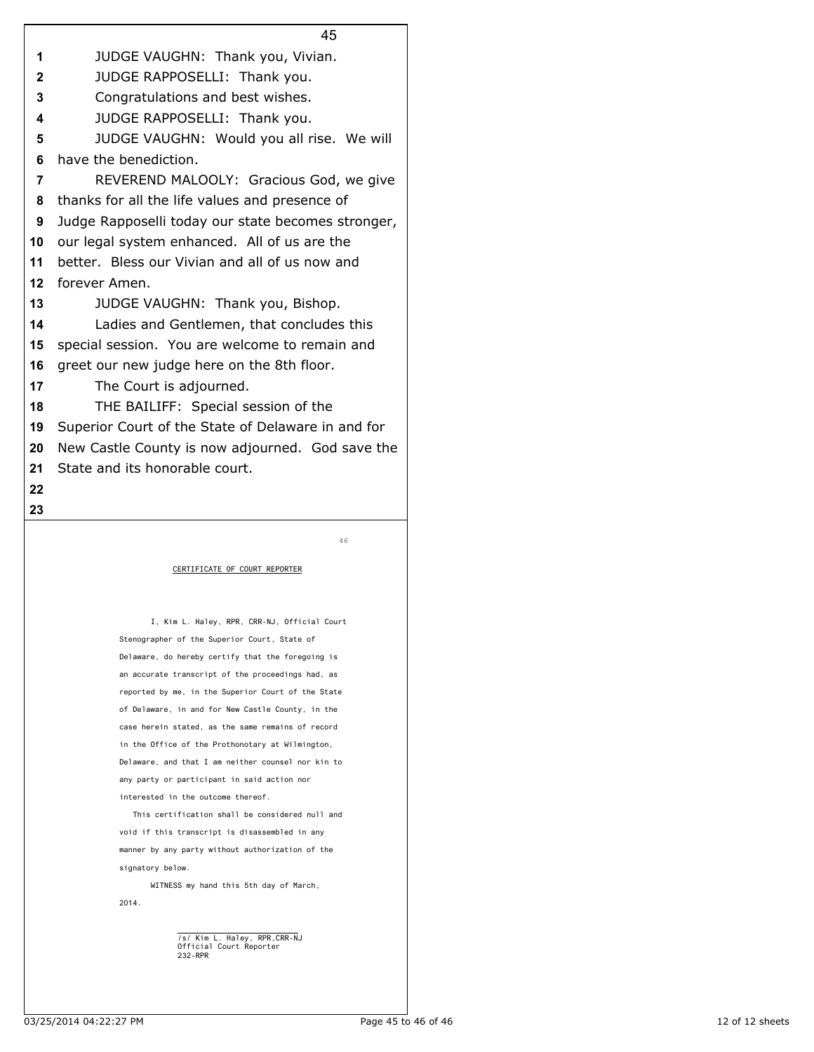JUDGE VAUGHN: Thank you, Vivian.

JUDGE RAPPOSELLI: Thank you.

Congratulations and best wishes.

JUDGE RAPPOSELLI: Thank you.

JUDGE VAUGHN: Would you all rise. We will have the benediction.

REVEREND MALOOLY: Gracious God, we give thanks for all the life values and presence of Judge Rapposelli today our state becomes stronger, our legal system enhanced. All of us are the better. Bless our Vivian and all of us now and forever Amen.

JUDGE VAUGHN: Thank you, Bishop.

Ladies and Gentlemen, that concludes this special session. You are welcome to remain and greet our new judge here on the 8th floor.

The Court is adjourned.

THE BAILIFF: Special session of the Superior Court of the State of Delaware in and for New Castle County is now adjourned. God save the State and its honorable court.

CERTIFICATE OF COURT REPORTER

I, Kim L. Haley, RPR, CRR-NJ, Official Court Stenographer of the Superior Court, State of Delaware, do hereby certify that the foregoing is an accurate transcript of the proceedings had, as reported by me, in the Superior Court of the State of Delaware, in and for New Castle County, in the case herein stated, as the same remains of record in the Office of the Prothonotary at Wilmington, Delaware, and that I am neither counsel nor kin to any party or participant in said action nor interested in the outcome thereof.

This certification shall be considered null and void if this transcript is disassembled in any manner by any party without authorization of the signatory below.

WITNESS my hand this 5th day of March, 2014.

/s/ Kim L. Haley, RPR,CRR-NJ
Official Court Reporter
232-RPR